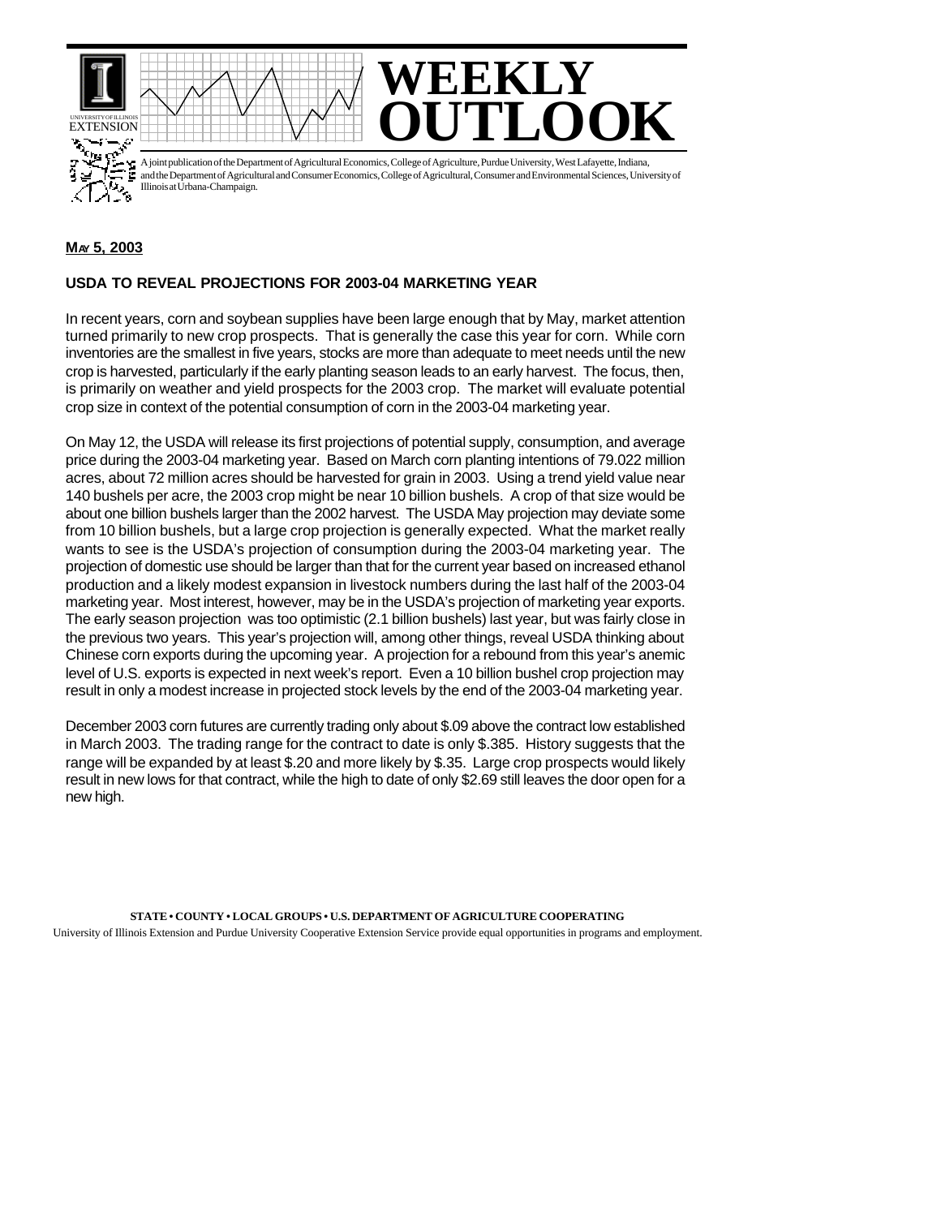# WEEKLY OUTLOOK

A joint publication of the Department of Agricultural Economics, College of Agriculture, Purdue University, West Lafayette, Indiana, and the Department of Agricultural and Consumer Economics, College of Agricultural, Consumer and Environmental Sciences, University of Illinois at Urbana-Champaign.

**MAY 5, 2003**

## USDA TO REVEAL PROJECTIONS FOR 2003-04 MARKETING YEAR

In recent years, corn and soybean supplies have been large enough that by May, market attention turned primarily to new crop prospects. That is generally the case this year for corn. While corn inventories are the smallest in five years, stocks are more than adequate to meet needs until the new crop is harvested, particularly if the early planting season leads to an early harvest. The focus, then, is primarily on weather and yield prospects for the 2003 crop. The market will evaluate potential crop size in context of the potential consumption of corn in the 2003-04 marketing year.

On May 12, the USDA will release its first projections of potential supply, consumption, and average price during the 2003-04 marketing year. Based on March corn planting intentions of 79.022 million acres, about 72 million acres should be harvested for grain in 2003. Using a trend yield value near 140 bushels per acre, the 2003 crop might be near 10 billion bushels. A crop of that size would be about one billion bushels larger than the 2002 harvest. The USDA May projection may deviate some from 10 billion bushels, but a large crop projection is generally expected. What the market really wants to see is the USDA's projection of consumption during the 2003-04 marketing year. The projection of domestic use should be larger than that for the current year based on increased ethanol production and a likely modest expansion in livestock numbers during the last half of the 2003-04 marketing year. Most interest, however, may be in the USDA's projection of marketing year exports. The early season projection was too optimistic (2.1 billion bushels) last year, but was fairly close in the previous two years. This year's projection will, among other things, reveal USDA thinking about Chinese corn exports during the upcoming year. A projection for a rebound from this year's anemic level of U.S. exports is expected in next week's report. Even a 10 billion bushel crop projection may result in only a modest increase in projected stock levels by the end of the 2003-04 marketing year.

December 2003 corn futures are currently trading only about $.09 above the contract low established in March 2003. The trading range for the contract to date is only $.385. History suggests that the range will be expanded by at least $.20 and more likely by $.35. Large crop prospects would likely result in new lows for that contract, while the high to date of only $2.69 still leaves the door open for a new high.

**STATE • COUNTY • LOCAL GROUPS • U.S. DEPARTMENT OF AGRICULTURE COOPERATING**

University of Illinois Extension and Purdue University Cooperative Extension Service provide equal opportunities in programs and employment.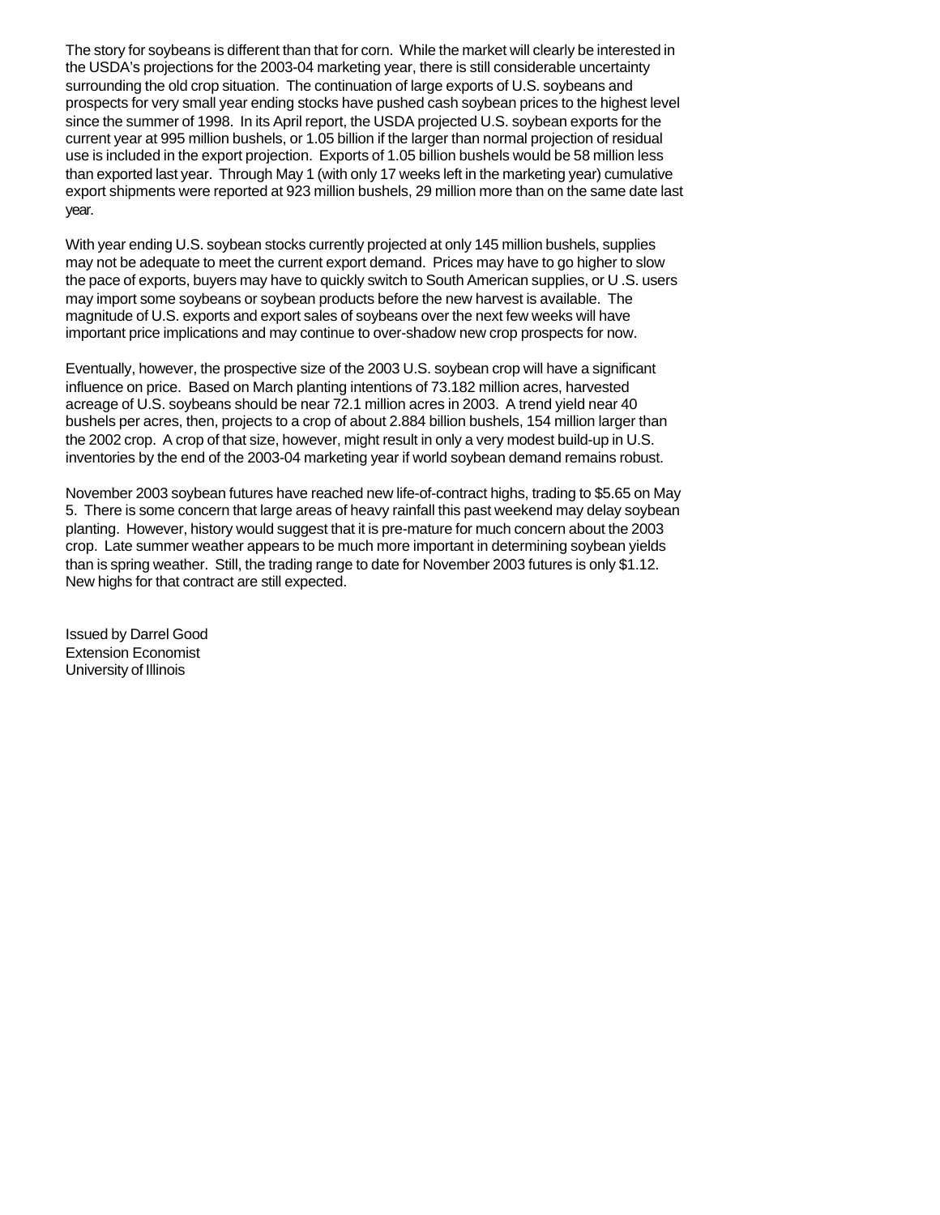The story for soybeans is different than that for corn. While the market will clearly be interested in the USDA's projections for the 2003-04 marketing year, there is still considerable uncertainty surrounding the old crop situation. The continuation of large exports of U.S. soybeans and prospects for very small year ending stocks have pushed cash soybean prices to the highest level since the summer of 1998. In its April report, the USDA projected U.S. soybean exports for the current year at 995 million bushels, or 1.05 billion if the larger than normal projection of residual use is included in the export projection. Exports of 1.05 billion bushels would be 58 million less than exported last year. Through May 1 (with only 17 weeks left in the marketing year) cumulative export shipments were reported at 923 million bushels, 29 million more than on the same date last year.

With year ending U.S. soybean stocks currently projected at only 145 million bushels, supplies may not be adequate to meet the current export demand. Prices may have to go higher to slow the pace of exports, buyers may have to quickly switch to South American supplies, or U .S. users may import some soybeans or soybean products before the new harvest is available. The magnitude of U.S. exports and export sales of soybeans over the next few weeks will have important price implications and may continue to over-shadow new crop prospects for now.

Eventually, however, the prospective size of the 2003 U.S. soybean crop will have a significant influence on price. Based on March planting intentions of 73.182 million acres, harvested acreage of U.S. soybeans should be near 72.1 million acres in 2003. A trend yield near 40 bushels per acres, then, projects to a crop of about 2.884 billion bushels, 154 million larger than the 2002 crop. A crop of that size, however, might result in only a very modest build-up in U.S. inventories by the end of the 2003-04 marketing year if world soybean demand remains robust.

November 2003 soybean futures have reached new life-of-contract highs, trading to $5.65 on May 5. There is some concern that large areas of heavy rainfall this past weekend may delay soybean planting. However, history would suggest that it is pre-mature for much concern about the 2003 crop. Late summer weather appears to be much more important in determining soybean yields than is spring weather. Still, the trading range to date for November 2003 futures is only $1.12. New highs for that contract are still expected.

Issued by Darrel Good
Extension Economist
University of Illinois